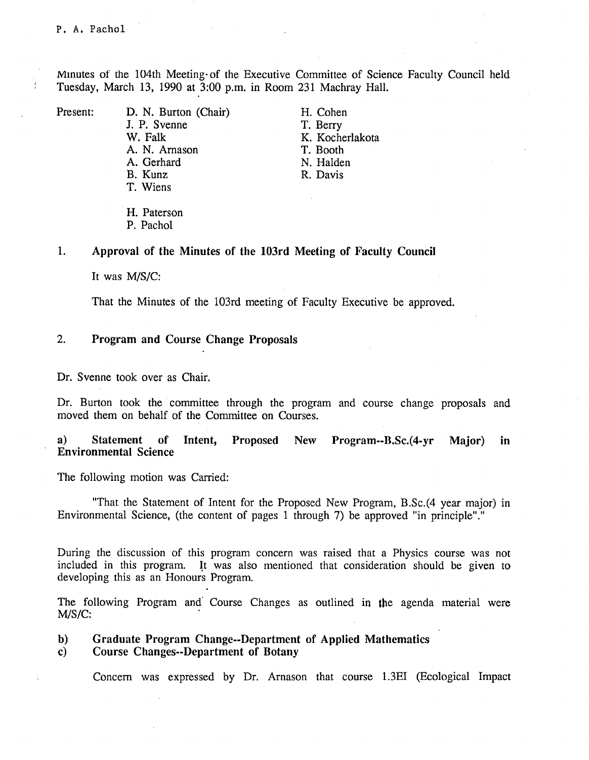P. A. Pachol

Minutes of the 104th Meeting of the Executive Committee of Science Faculty Council held Tuesday, March 13, 1990 at 3:00 p.m. in Room 231 Machray Hall.

Present:

| | |
|---|---|
| D. N. Burton (Chair) | H. Cohen |
| J. P. Svenne | T. Berry |
| W. Falk | K. Kocherlakota |
| A. N. Arnason | T. Booth |
| A. Gerhard | N. Halden |
| B. Kunz | R. Davis |
| T. Wiens | |

H. Paterson
P. Pachol

## 1. Approval of the Minutes of the 103rd Meeting of Faculty Council

It was M/S/C:

That the Minutes of the 103rd meeting of Faculty Executive be approved.

## 2. Program and Course Change Proposals

Dr. Svenne took over as Chair.

Dr. Burton took the committee through the program and course change proposals and moved them on behalf of the Committee on Courses.

**a) Statement of Intent, Proposed New Program--B.Sc.(4-yr Major) in Environmental Science**

The following motion was Carried:

"That the Statement of Intent for the Proposed New Program, B.Sc.(4 year major) in Environmental Science, (the content of pages 1 through 7) be approved "in principle"."

During the discussion of this program concern was raised that a Physics course was not included in this program. It was also mentioned that consideration should be given to developing this as an Honours Program.

The following Program and Course Changes as outlined in the agenda material were M/S/C:

**b) Graduate Program Change--Department of Applied Mathematics**

**c) Course Changes--Department of Botany**

Concern was expressed by Dr. Arnason that course 1.3EI (Ecological Impact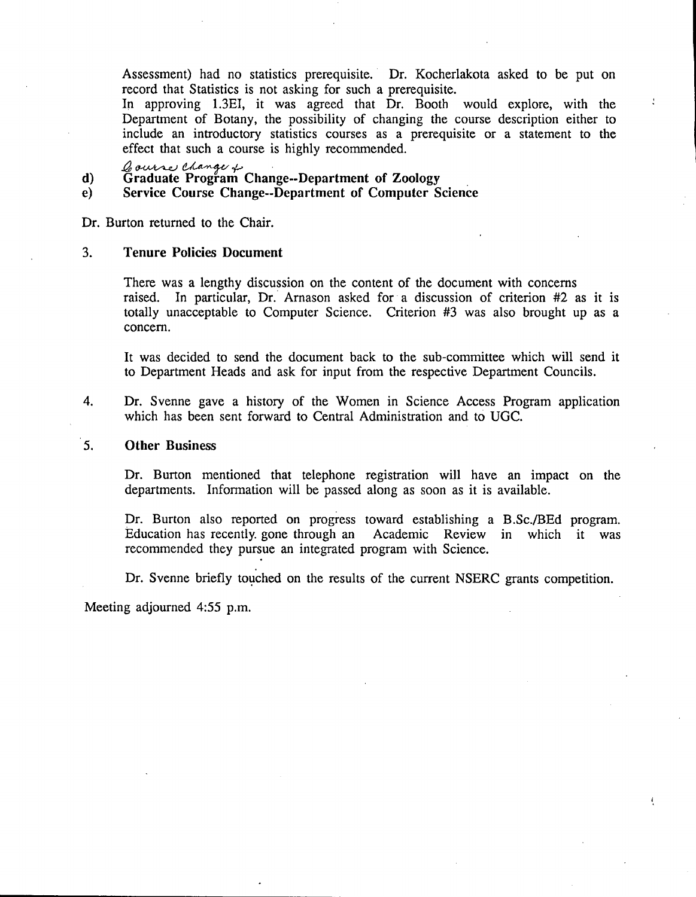Assessment) had no statistics prerequisite. Dr. Kocherlakota asked to be put on record that Statistics is not asking for such a prerequisite.
In approving 1.3EI, it was agreed that Dr. Booth would explore, with the Department of Botany, the possibility of changing the course description either to include an introductory statistics courses as a prerequisite or a statement to the effect that such a course is highly recommended.

d) **Graduate Program Change--Department of Zoology** *(Course Change +)*
e) **Service Course Change--Department of Computer Science**

Dr. Burton returned to the Chair.

3. **Tenure Policies Document**

   There was a lengthy discussion on the content of the document with concerns raised. In particular, Dr. Arnason asked for a discussion of criterion #2 as it is totally unacceptable to Computer Science. Criterion #3 was also brought up as a concern.

   It was decided to send the document back to the sub-committee which will send it to Department Heads and ask for input from the respective Department Councils.

4. Dr. Svenne gave a history of the Women in Science Access Program application which has been sent forward to Central Administration and to UGC.

5. **Other Business**

   Dr. Burton mentioned that telephone registration will have an impact on the departments. Information will be passed along as soon as it is available.

   Dr. Burton also reported on progress toward establishing a B.Sc./BEd program. Education has recently gone through an Academic Review in which it was recommended they pursue an integrated program with Science.

   Dr. Svenne briefly touched on the results of the current NSERC grants competition.

Meeting adjourned 4:55 p.m.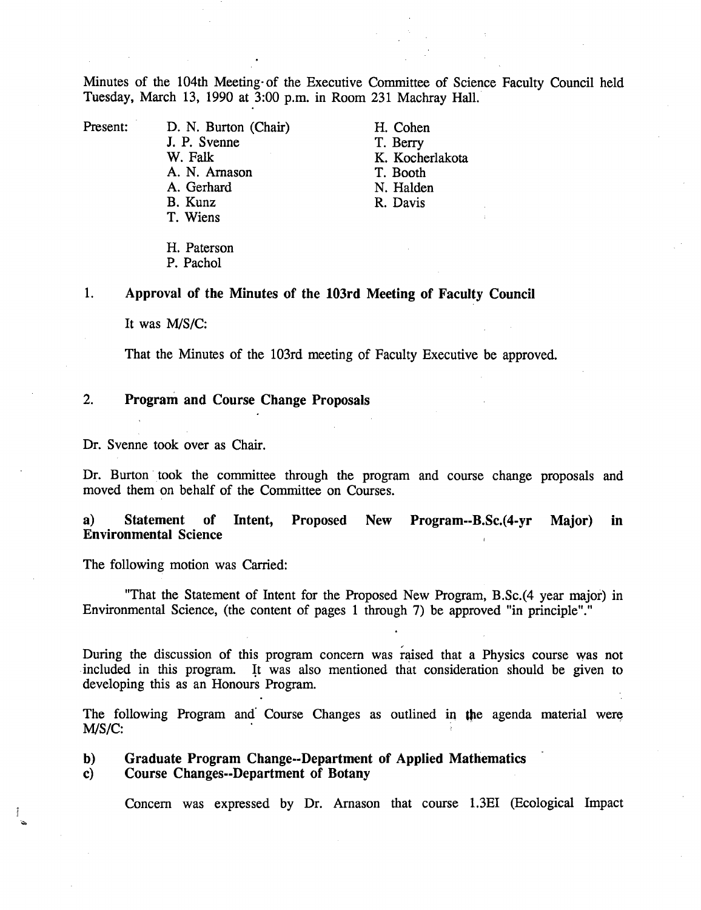Minutes of the 104th Meeting of the Executive Committee of Science Faculty Council held Tuesday, March 13, 1990 at 3:00 p.m. in Room 231 Machray Hall.

Present:

- D. N. Burton (Chair)
- J. P. Svenne
- W. Falk
- A. N. Arnason
- A. Gerhard
- B. Kunz
- T. Wiens
- H. Cohen
- T. Berry
- K. Kocherlakota
- T. Booth
- N. Halden
- R. Davis

- H. Paterson
- P. Pachol

## 1. Approval of the Minutes of the 103rd Meeting of Faculty Council

It was M/S/C:

That the Minutes of the 103rd meeting of Faculty Executive be approved.

## 2. Program and Course Change Proposals

Dr. Svenne took over as Chair.

Dr. Burton took the committee through the program and course change proposals and moved them on behalf of the Committee on Courses.

### a) Statement of Intent, Proposed New Program--B.Sc.(4-yr Major) in Environmental Science

The following motion was Carried:

"That the Statement of Intent for the Proposed New Program, B.Sc.(4 year major) in Environmental Science, (the content of pages 1 through 7) be approved "in principle"."

During the discussion of this program concern was raised that a Physics course was not included in this program. It was also mentioned that consideration should be given to developing this as an Honours Program.

The following Program and Course Changes as outlined in the agenda material were M/S/C:

### b) Graduate Program Change--Department of Applied Mathematics
### c) Course Changes--Department of Botany

Concern was expressed by Dr. Arnason that course 1.3EI (Ecological Impact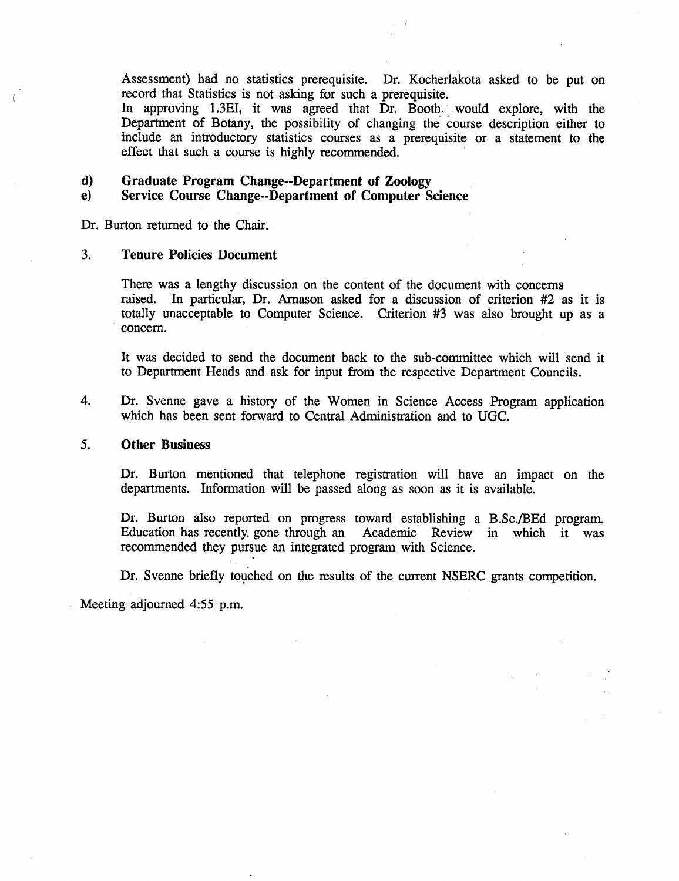Assessment) had no statistics prerequisite. Dr. Kocherlakota asked to be put on record that Statistics is not asking for such a prerequisite.
In approving 1.3EI, it was agreed that Dr. Booth would explore, with the Department of Botany, the possibility of changing the course description either to include an introductory statistics courses as a prerequisite or a statement to the effect that such a course is highly recommended.

**d) Graduate Program Change--Department of Zoology**
**e) Service Course Change--Department of Computer Science**

Dr. Burton returned to the Chair.

3. **Tenure Policies Document**

There was a lengthy discussion on the content of the document with concerns raised. In particular, Dr. Arnason asked for a discussion of criterion #2 as it is totally unacceptable to Computer Science. Criterion #3 was also brought up as a concern.

It was decided to send the document back to the sub-committee which will send it to Department Heads and ask for input from the respective Department Councils.

4. Dr. Svenne gave a history of the Women in Science Access Program application which has been sent forward to Central Administration and to UGC.

5. **Other Business**

Dr. Burton mentioned that telephone registration will have an impact on the departments. Information will be passed along as soon as it is available.

Dr. Burton also reported on progress toward establishing a B.Sc./BEd program. Education has recently gone through an Academic Review in which it was recommended they pursue an integrated program with Science.

Dr. Svenne briefly touched on the results of the current NSERC grants competition.

Meeting adjourned 4:55 p.m.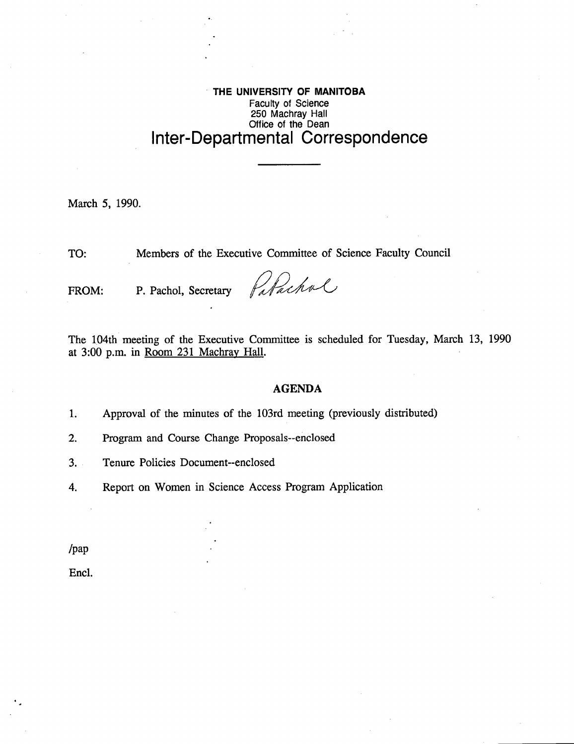**THE UNIVERSITY OF MANITOBA**
Faculty of Science
250 Machray Hall
Office of the Dean

# Inter-Departmental Correspondence

March 5, 1990.

TO: Members of the Executive Committee of Science Faculty Council

FROM: P. Pachol, Secretary *P. Pachol*

The 104th meeting of the Executive Committee is scheduled for Tuesday, March 13, 1990 at 3:00 p.m. in Room 231 Machray Hall.

## AGENDA

1. Approval of the minutes of the 103rd meeting (previously distributed)
2. Program and Course Change Proposals--enclosed
3. Tenure Policies Document--enclosed
4. Report on Women in Science Access Program Application

/pap

Encl.